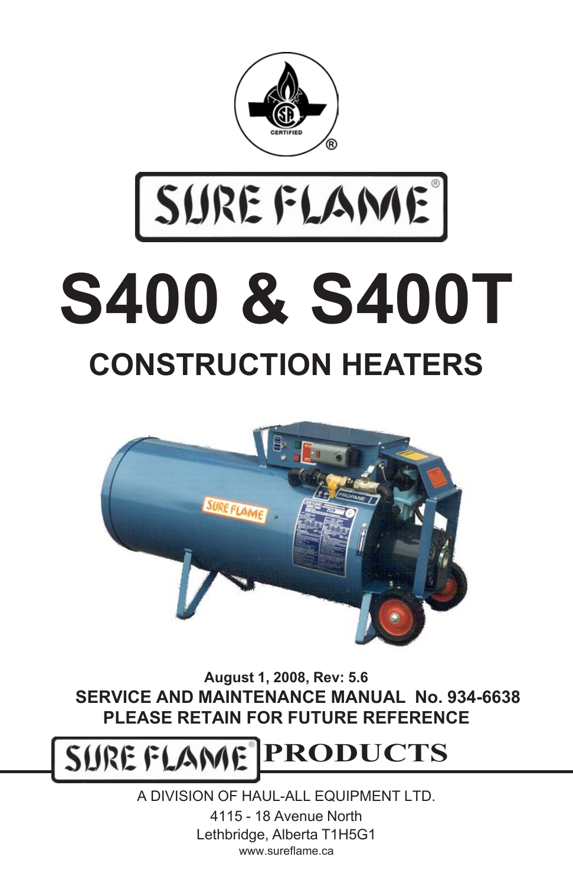CERTIFIED

# SURE FLAME®

# S400 & S400T

## CONSTRUCTION HEATERS

**August 1, 2008, Rev: 5.6**

**SERVICE AND MAINTENANCE MANUAL No. 934-6638**

**PLEASE RETAIN FOR FUTURE REFERENCE**

**SURE FLAME® PRODUCTS**

A DIVISION OF HAUL-ALL EQUIPMENT LTD.

4115 - 18 Avenue North

Lethbridge, Alberta T1H5G1

www.sureflame.ca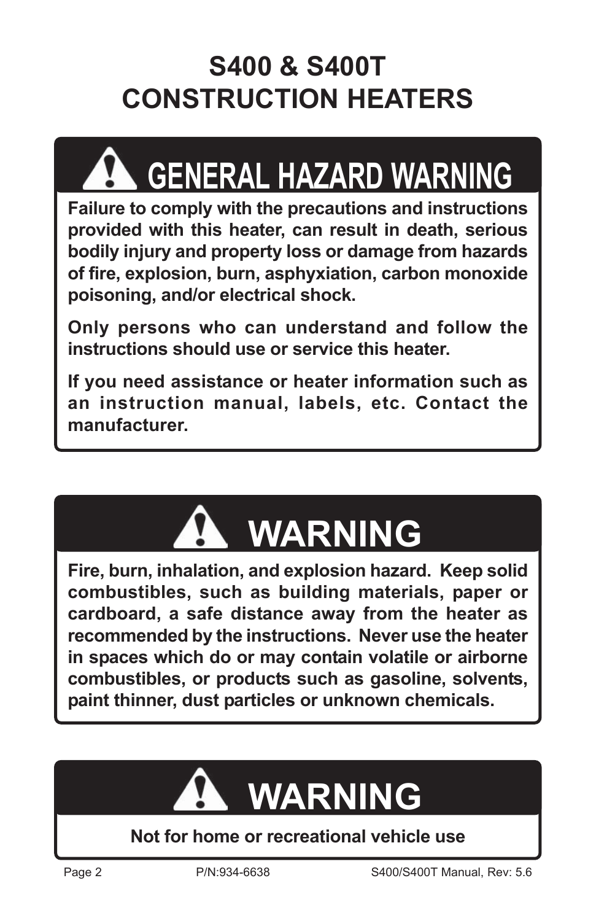# S400 & S400T CONSTRUCTION HEATERS

## ⚠ GENERAL HAZARD WARNING

**Failure to comply with the precautions and instructions provided with this heater, can result in death, serious bodily injury and property loss or damage from hazards of fire, explosion, burn, asphyxiation, carbon monoxide poisoning, and/or electrical shock.**

**Only persons who can understand and follow the instructions should use or service this heater.**

**If you need assistance or heater information such as an instruction manual, labels, etc. Contact the manufacturer.**

## ⚠ WARNING

**Fire, burn, inhalation, and explosion hazard. Keep solid combustibles, such as building materials, paper or cardboard, a safe distance away from the heater as recommended by the instructions. Never use the heater in spaces which do or may contain volatile or airborne combustibles, or products such as gasoline, solvents, paint thinner, dust particles or unknown chemicals.**

## ⚠ WARNING

**Not for home or recreational vehicle use**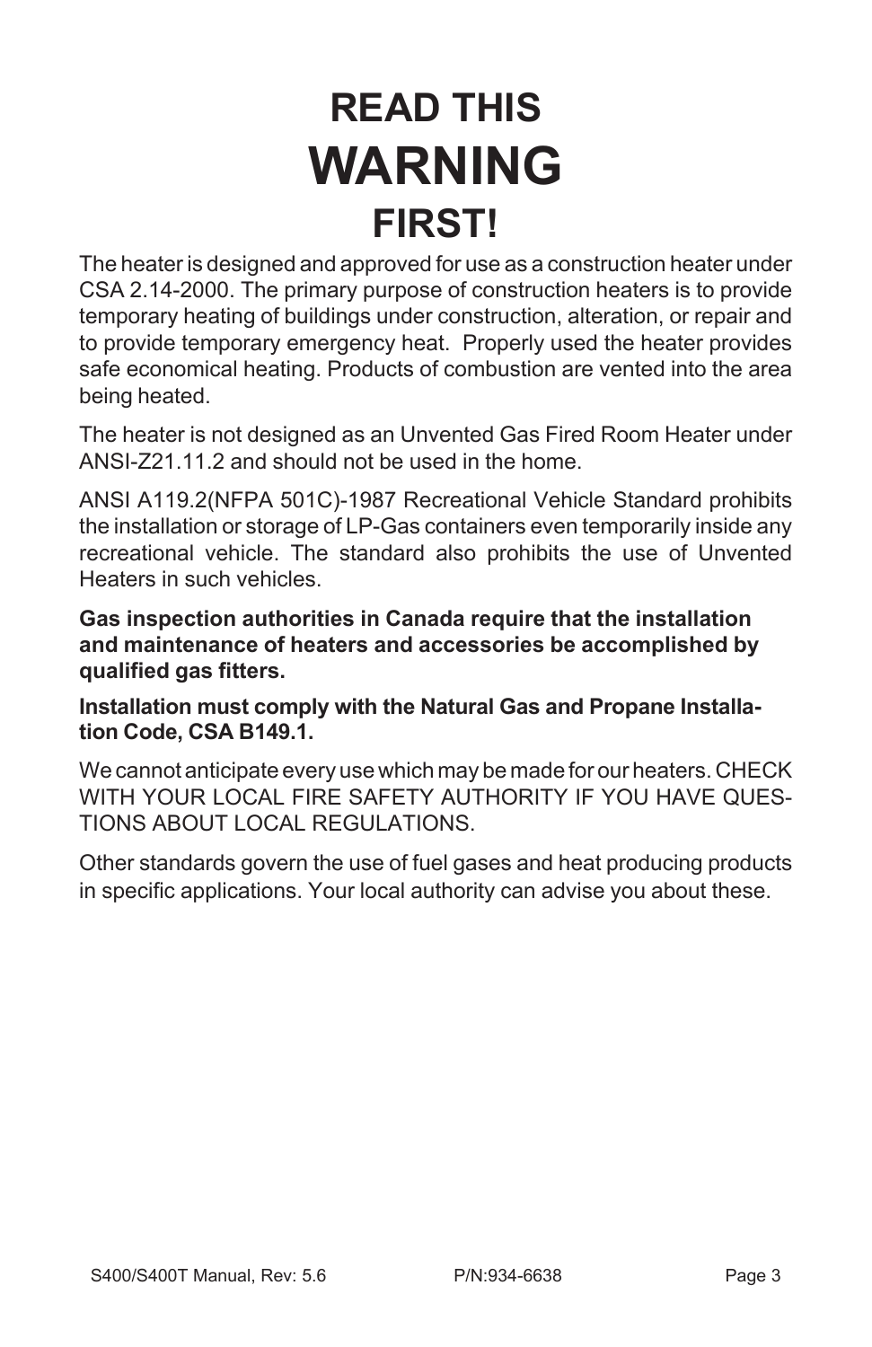# READ THIS
# WARNING
# FIRST!

The heater is designed and approved for use as a construction heater under CSA 2.14-2000. The primary purpose of construction heaters is to provide temporary heating of buildings under construction, alteration, or repair and to provide temporary emergency heat. Properly used the heater provides safe economical heating. Products of combustion are vented into the area being heated.

The heater is not designed as an Unvented Gas Fired Room Heater under ANSI-Z21.11.2 and should not be used in the home.

ANSI A119.2(NFPA 501C)-1987 Recreational Vehicle Standard prohibits the installation or storage of LP-Gas containers even temporarily inside any recreational vehicle. The standard also prohibits the use of Unvented Heaters in such vehicles.

**Gas inspection authorities in Canada require that the installation and maintenance of heaters and accessories be accomplished by qualified gas fitters.**

**Installation must comply with the Natural Gas and Propane Installation Code, CSA B149.1.**

We cannot anticipate every use which may be made for our heaters. CHECK WITH YOUR LOCAL FIRE SAFETY AUTHORITY IF YOU HAVE QUESTIONS ABOUT LOCAL REGULATIONS.

Other standards govern the use of fuel gases and heat producing products in specific applications. Your local authority can advise you about these.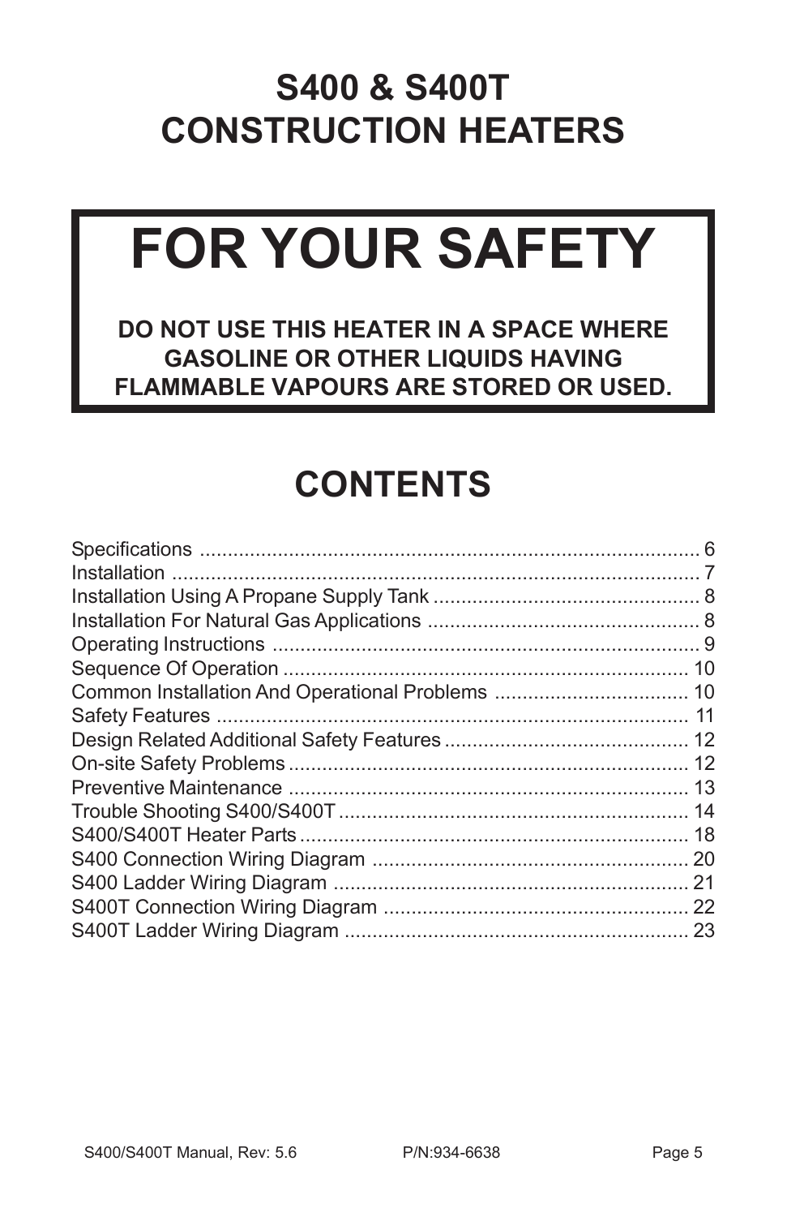# S400 & S400T CONSTRUCTION HEATERS

## FOR YOUR SAFETY

**DO NOT USE THIS HEATER IN A SPACE WHERE GASOLINE OR OTHER LIQUIDS HAVING FLAMMABLE VAPOURS ARE STORED OR USED.**

## CONTENTS

| Section | Page |
|---|---|
| Specifications | 6 |
| Installation | 7 |
| Installation Using A Propane Supply Tank | 8 |
| Installation For Natural Gas Applications | 8 |
| Operating Instructions | 9 |
| Sequence Of Operation | 10 |
| Common Installation And Operational Problems | 10 |
| Safety Features | 11 |
| Design Related Additional Safety Features | 12 |
| On-site Safety Problems | 12 |
| Preventive Maintenance | 13 |
| Trouble Shooting S400/S400T | 14 |
| S400/S400T Heater Parts | 18 |
| S400 Connection Wiring Diagram | 20 |
| S400 Ladder Wiring Diagram | 21 |
| S400T Connection Wiring Diagram | 22 |
| S400T Ladder Wiring Diagram | 23 |

S400/S400T Manual, Rev: 5.6 P/N:934-6638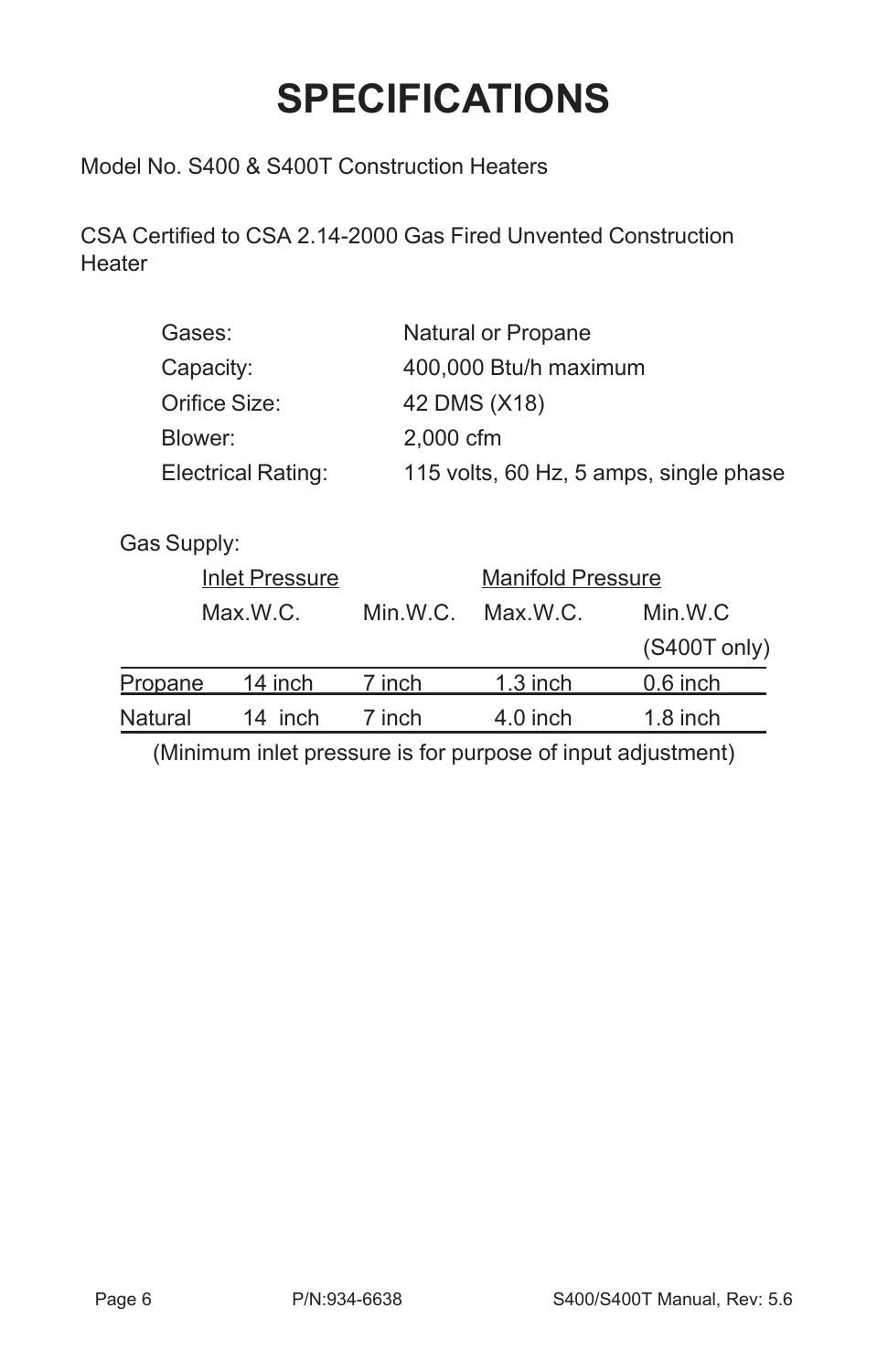# SPECIFICATIONS

Model No. S400 & S400T Construction Heaters

CSA Certified to CSA 2.14-2000 Gas Fired Unvented Construction Heater

| | |
|---|---|
| Gases: | Natural or Propane |
| Capacity: | 400,000 Btu/h maximum |
| Orifice Size: | 42 DMS (X18) |
| Blower: | 2,000 cfm |
| Electrical Rating: | 115 volts, 60 Hz, 5 amps, single phase |

Gas Supply:

| | Inlet Pressure | | Manifold Pressure | |
|---|---|---|---|---|
| | Max.W.C. | Min.W.C. | Max.W.C. | Min.W.C (S400T only) |
| Propane | 14 inch | 7 inch | 1.3 inch | 0.6 inch |
| Natural | 14 inch | 7 inch | 4.0 inch | 1.8 inch |

(Minimum inlet pressure is for purpose of input adjustment)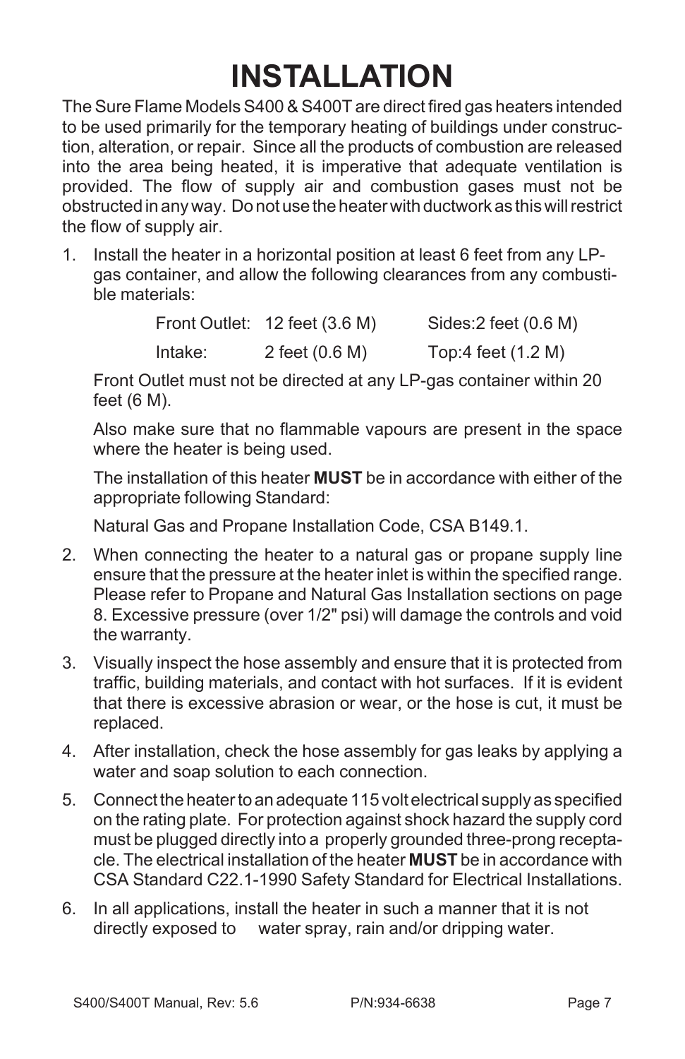# INSTALLATION

The Sure Flame Models S400 & S400T are direct fired gas heaters intended to be used primarily for the temporary heating of buildings under construction, alteration, or repair. Since all the products of combustion are released into the area being heated, it is imperative that adequate ventilation is provided. The flow of supply air and combustion gases must not be obstructed in any way. Do not use the heater with ductwork as this will restrict the flow of supply air.

1. Install the heater in a horizontal position at least 6 feet from any LP-gas container, and allow the following clearances from any combustible materials:

   | | | |
   |---|---|---|
   | Front Outlet: | 12 feet (3.6 M) | Sides:2 feet (0.6 M) |
   | Intake: | 2 feet (0.6 M) | Top:4 feet (1.2 M) |

   Front Outlet must not be directed at any LP-gas container within 20 feet (6 M).

   Also make sure that no flammable vapours are present in the space where the heater is being used.

   The installation of this heater **MUST** be in accordance with either of the appropriate following Standard:

   Natural Gas and Propane Installation Code, CSA B149.1.

2. When connecting the heater to a natural gas or propane supply line ensure that the pressure at the heater inlet is within the specified range. Please refer to Propane and Natural Gas Installation sections on page 8. Excessive pressure (over 1/2" psi) will damage the controls and void the warranty.

3. Visually inspect the hose assembly and ensure that it is protected from traffic, building materials, and contact with hot surfaces. If it is evident that there is excessive abrasion or wear, or the hose is cut, it must be replaced.

4. After installation, check the hose assembly for gas leaks by applying a water and soap solution to each connection.

5. Connect the heater to an adequate 115 volt electrical supply as specified on the rating plate. For protection against shock hazard the supply cord must be plugged directly into a properly grounded three-prong receptacle. The electrical installation of the heater **MUST** be in accordance with CSA Standard C22.1-1990 Safety Standard for Electrical Installations.

6. In all applications, install the heater in such a manner that it is not directly exposed to water spray, rain and/or dripping water.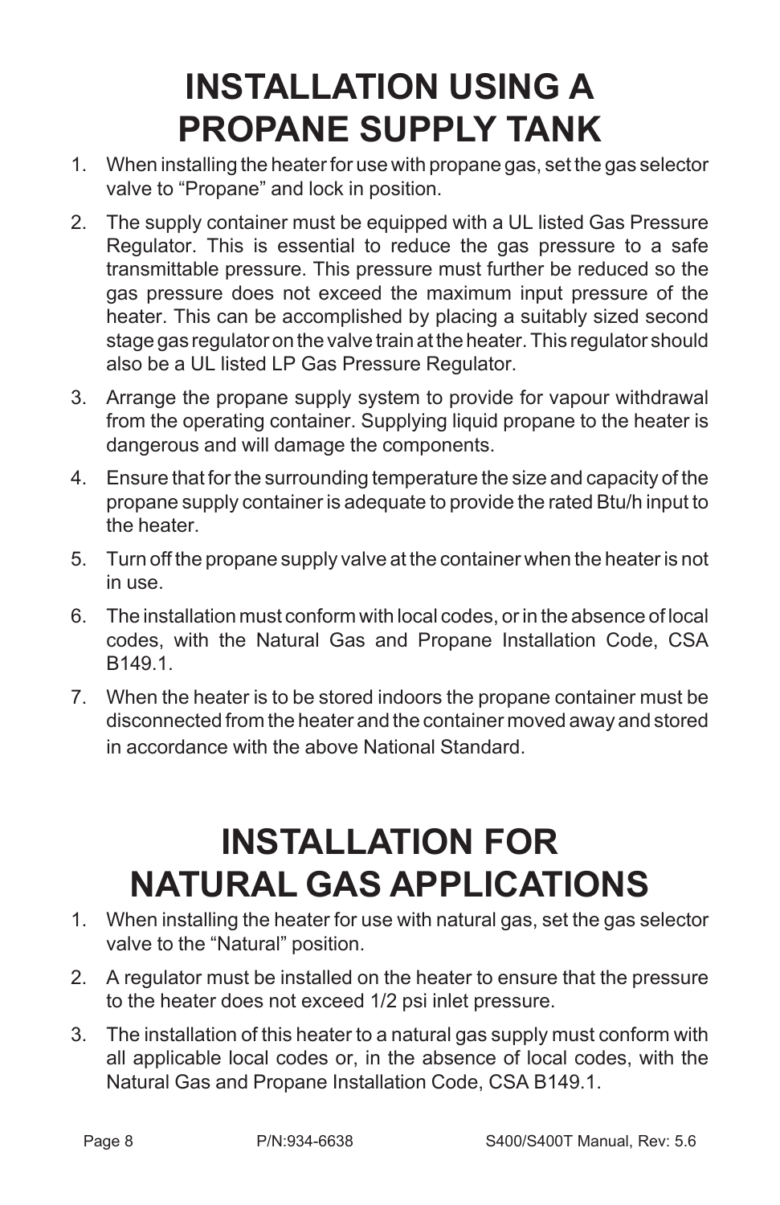# INSTALLATION USING A PROPANE SUPPLY TANK

1. When installing the heater for use with propane gas, set the gas selector valve to “Propane” and lock in position.
2. The supply container must be equipped with a UL listed Gas Pressure Regulator. This is essential to reduce the gas pressure to a safe transmittable pressure. This pressure must further be reduced so the gas pressure does not exceed the maximum input pressure of the heater. This can be accomplished by placing a suitably sized second stage gas regulator on the valve train at the heater. This regulator should also be a UL listed LP Gas Pressure Regulator.
3. Arrange the propane supply system to provide for vapour withdrawal from the operating container. Supplying liquid propane to the heater is dangerous and will damage the components.
4. Ensure that for the surrounding temperature the size and capacity of the propane supply container is adequate to provide the rated Btu/h input to the heater.
5. Turn off the propane supply valve at the container when the heater is not in use.
6. The installation must conform with local codes, or in the absence of local codes, with the Natural Gas and Propane Installation Code, CSA B149.1.
7. When the heater is to be stored indoors the propane container must be disconnected from the heater and the container moved away and stored in accordance with the above National Standard.

# INSTALLATION FOR NATURAL GAS APPLICATIONS

1. When installing the heater for use with natural gas, set the gas selector valve to the “Natural” position.
2. A regulator must be installed on the heater to ensure that the pressure to the heater does not exceed 1/2 psi inlet pressure.
3. The installation of this heater to a natural gas supply must conform with all applicable local codes or, in the absence of local codes, with the Natural Gas and Propane Installation Code, CSA B149.1.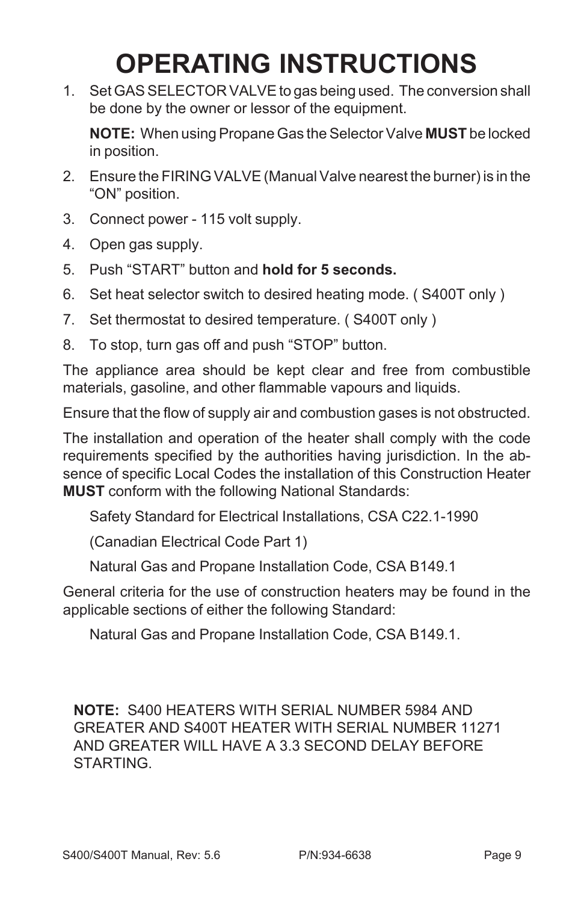# OPERATING INSTRUCTIONS

1. Set GAS SELECTOR VALVE to gas being used. The conversion shall be done by the owner or lessor of the equipment.

   **NOTE:** When using Propane Gas the Selector Valve **MUST** be locked in position.

2. Ensure the FIRING VALVE (Manual Valve nearest the burner) is in the "ON" position.
3. Connect power - 115 volt supply.
4. Open gas supply.
5. Push "START" button and **hold for 5 seconds.**
6. Set heat selector switch to desired heating mode. ( S400T only )
7. Set thermostat to desired temperature. ( S400T only )
8. To stop, turn gas off and push "STOP" button.

The appliance area should be kept clear and free from combustible materials, gasoline, and other flammable vapours and liquids.

Ensure that the flow of supply air and combustion gases is not obstructed.

The installation and operation of the heater shall comply with the code requirements specified by the authorities having jurisdiction. In the absence of specific Local Codes the installation of this Construction Heater **MUST** conform with the following National Standards:

Safety Standard for Electrical Installations, CSA C22.1-1990

(Canadian Electrical Code Part 1)

Natural Gas and Propane Installation Code, CSA B149.1

General criteria for the use of construction heaters may be found in the applicable sections of either the following Standard:

Natural Gas and Propane Installation Code, CSA B149.1.

**NOTE:** S400 HEATERS WITH SERIAL NUMBER 5984 AND GREATER AND S400T HEATER WITH SERIAL NUMBER 11271 AND GREATER WILL HAVE A 3.3 SECOND DELAY BEFORE STARTING.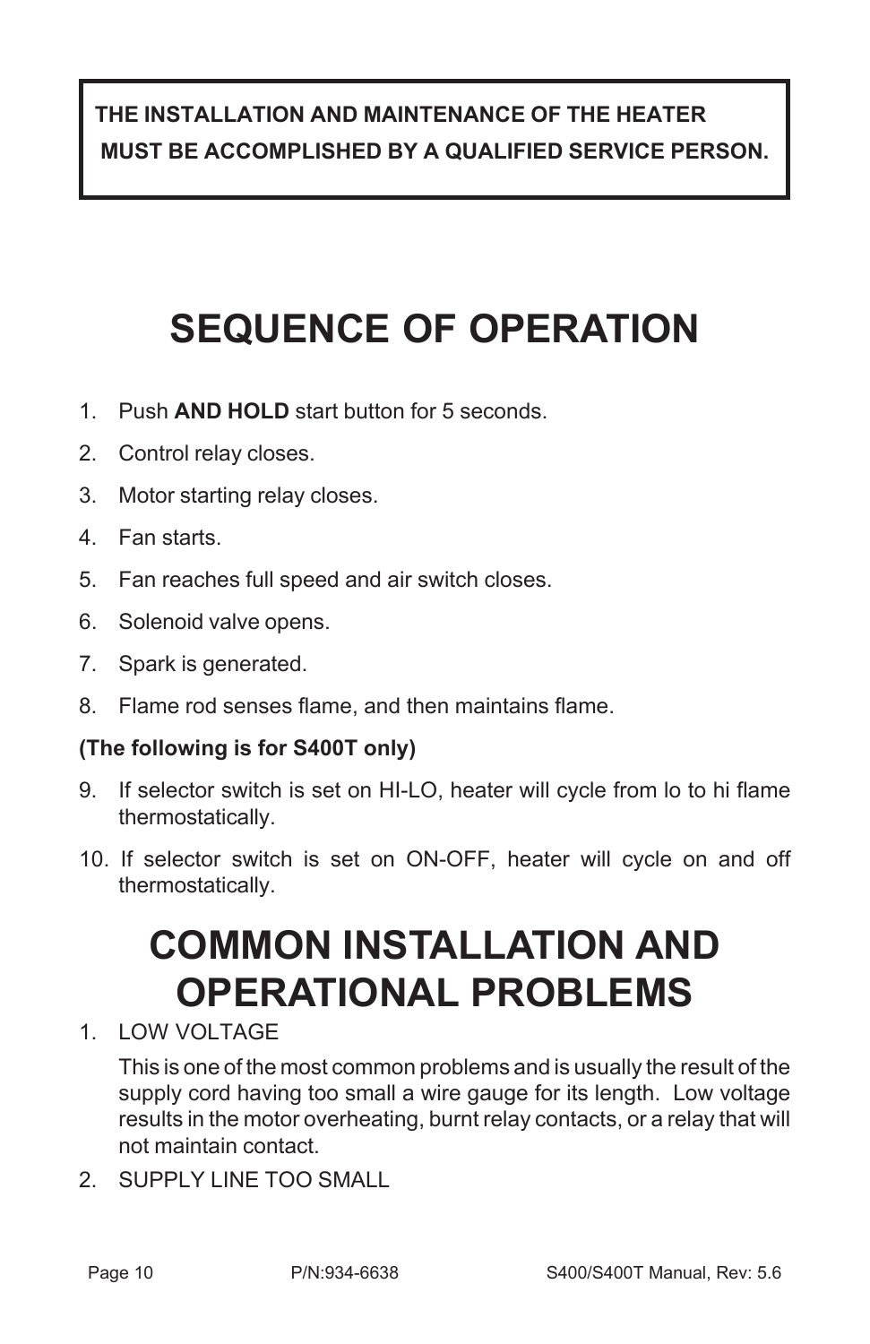**THE INSTALLATION AND MAINTENANCE OF THE HEATER MUST BE ACCOMPLISHED BY A QUALIFIED SERVICE PERSON.**

# SEQUENCE OF OPERATION

1. Push **AND HOLD** start button for 5 seconds.
2. Control relay closes.
3. Motor starting relay closes.
4. Fan starts.
5. Fan reaches full speed and air switch closes.
6. Solenoid valve opens.
7. Spark is generated.
8. Flame rod senses flame, and then maintains flame.

**(The following is for S400T only)**

9. If selector switch is set on HI-LO, heater will cycle from lo to hi flame thermostatically.
10. If selector switch is set on ON-OFF, heater will cycle on and off thermostatically.

# COMMON INSTALLATION AND OPERATIONAL PROBLEMS

1. LOW VOLTAGE

   This is one of the most common problems and is usually the result of the supply cord having too small a wire gauge for its length. Low voltage results in the motor overheating, burnt relay contacts, or a relay that will not maintain contact.

2. SUPPLY LINE TOO SMALL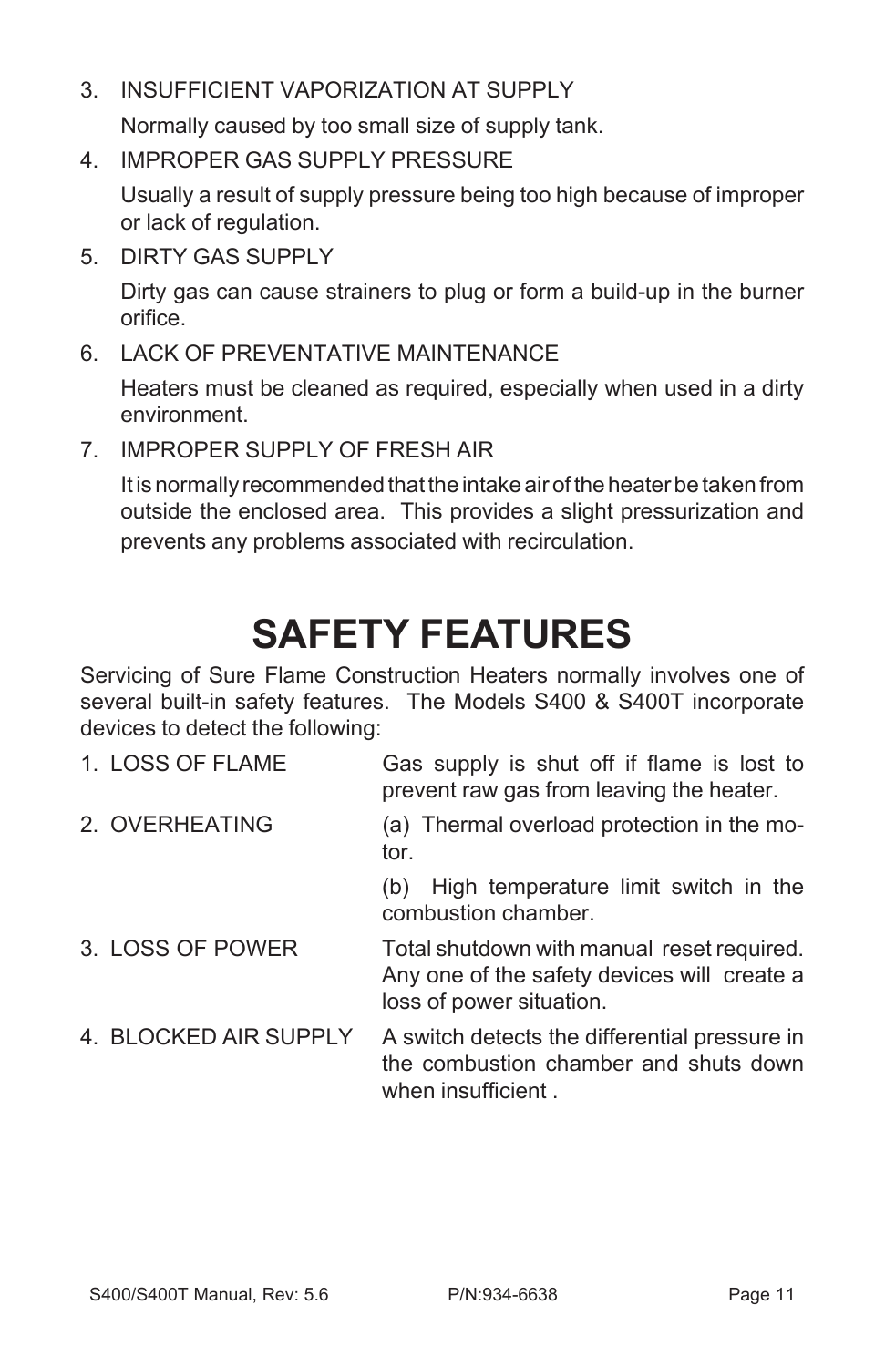3. INSUFFICIENT VAPORIZATION AT SUPPLY

   Normally caused by too small size of supply tank.

4. IMPROPER GAS SUPPLY PRESSURE

   Usually a result of supply pressure being too high because of improper or lack of regulation.

5. DIRTY GAS SUPPLY

   Dirty gas can cause strainers to plug or form a build-up in the burner orifice.

6. LACK OF PREVENTATIVE MAINTENANCE

   Heaters must be cleaned as required, especially when used in a dirty environment.

7. IMPROPER SUPPLY OF FRESH AIR

   It is normally recommended that the intake air of the heater be taken from outside the enclosed area. This provides a slight pressurization and prevents any problems associated with recirculation.

# SAFETY FEATURES

Servicing of Sure Flame Construction Heaters normally involves one of several built-in safety features. The Models S400 & S400T incorporate devices to detect the following:

| | |
|---|---|
| 1. LOSS OF FLAME | Gas supply is shut off if flame is lost to prevent raw gas from leaving the heater. |
| 2. OVERHEATING | (a) Thermal overload protection in the motor. |
| | (b) High temperature limit switch in the combustion chamber. |
| 3. LOSS OF POWER | Total shutdown with manual reset required. Any one of the safety devices will create a loss of power situation. |
| 4. BLOCKED AIR SUPPLY | A switch detects the differential pressure in the combustion chamber and shuts down when insufficient . |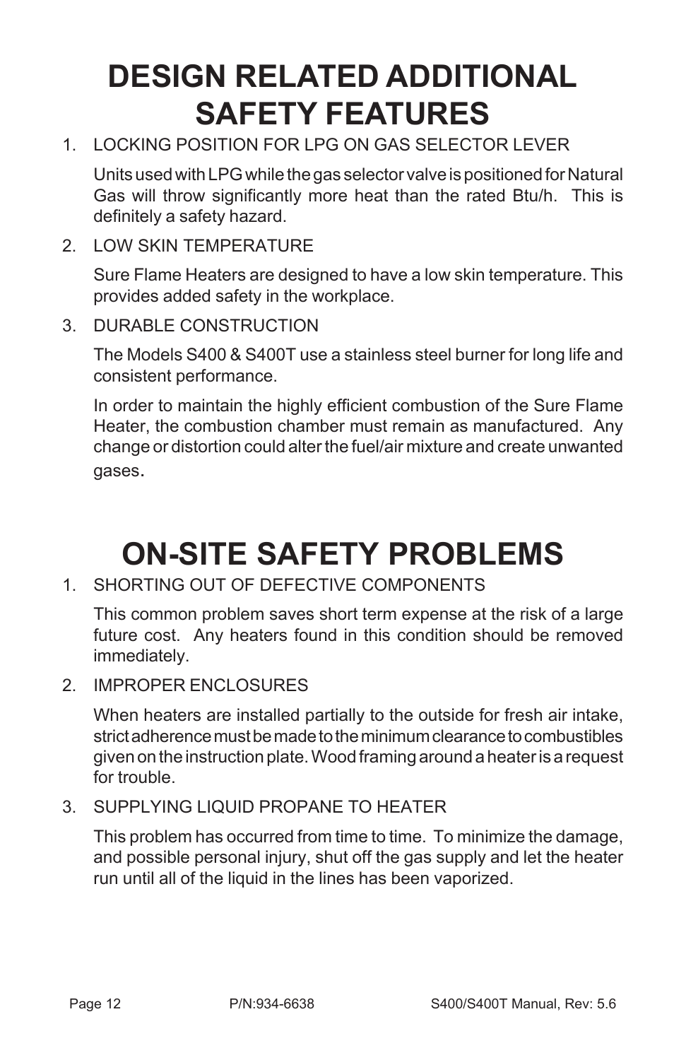# DESIGN RELATED ADDITIONAL SAFETY FEATURES

1. LOCKING POSITION FOR LPG ON GAS SELECTOR LEVER

   Units used with LPG while the gas selector valve is positioned for Natural Gas will throw significantly more heat than the rated Btu/h. This is definitely a safety hazard.

2. LOW SKIN TEMPERATURE

   Sure Flame Heaters are designed to have a low skin temperature. This provides added safety in the workplace.

3. DURABLE CONSTRUCTION

   The Models S400 & S400T use a stainless steel burner for long life and consistent performance.

   In order to maintain the highly efficient combustion of the Sure Flame Heater, the combustion chamber must remain as manufactured. Any change or distortion could alter the fuel/air mixture and create unwanted gases.

# ON-SITE SAFETY PROBLEMS

1. SHORTING OUT OF DEFECTIVE COMPONENTS

   This common problem saves short term expense at the risk of a large future cost. Any heaters found in this condition should be removed immediately.

2. IMPROPER ENCLOSURES

   When heaters are installed partially to the outside for fresh air intake, strict adherence must be made to the minimum clearance to combustibles given on the instruction plate. Wood framing around a heater is a request for trouble.

3. SUPPLYING LIQUID PROPANE TO HEATER

   This problem has occurred from time to time. To minimize the damage, and possible personal injury, shut off the gas supply and let the heater run until all of the liquid in the lines has been vaporized.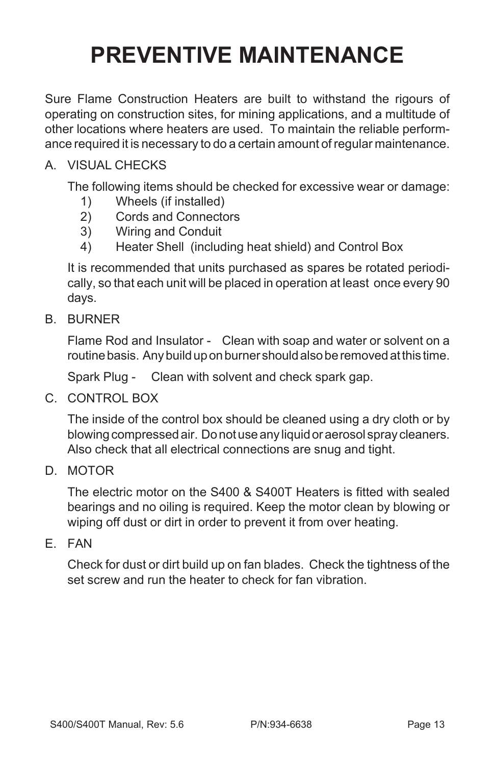# PREVENTIVE MAINTENANCE

Sure Flame Construction Heaters are built to withstand the rigours of operating on construction sites, for mining applications, and a multitude of other locations where heaters are used. To maintain the reliable performance required it is necessary to do a certain amount of regular maintenance.

A. VISUAL CHECKS

The following items should be checked for excessive wear or damage:

1) Wheels (if installed)
2) Cords and Connectors
3) Wiring and Conduit
4) Heater Shell (including heat shield) and Control Box

It is recommended that units purchased as spares be rotated periodically, so that each unit will be placed in operation at least once every 90 days.

B. BURNER

Flame Rod and Insulator - Clean with soap and water or solvent on a routine basis. Any build up on burner should also be removed at this time.

Spark Plug - Clean with solvent and check spark gap.

C. CONTROL BOX

The inside of the control box should be cleaned using a dry cloth or by blowing compressed air. Do not use any liquid or aerosol spray cleaners. Also check that all electrical connections are snug and tight.

D. MOTOR

The electric motor on the S400 & S400T Heaters is fitted with sealed bearings and no oiling is required. Keep the motor clean by blowing or wiping off dust or dirt in order to prevent it from over heating.

E. FAN

Check for dust or dirt build up on fan blades. Check the tightness of the set screw and run the heater to check for fan vibration.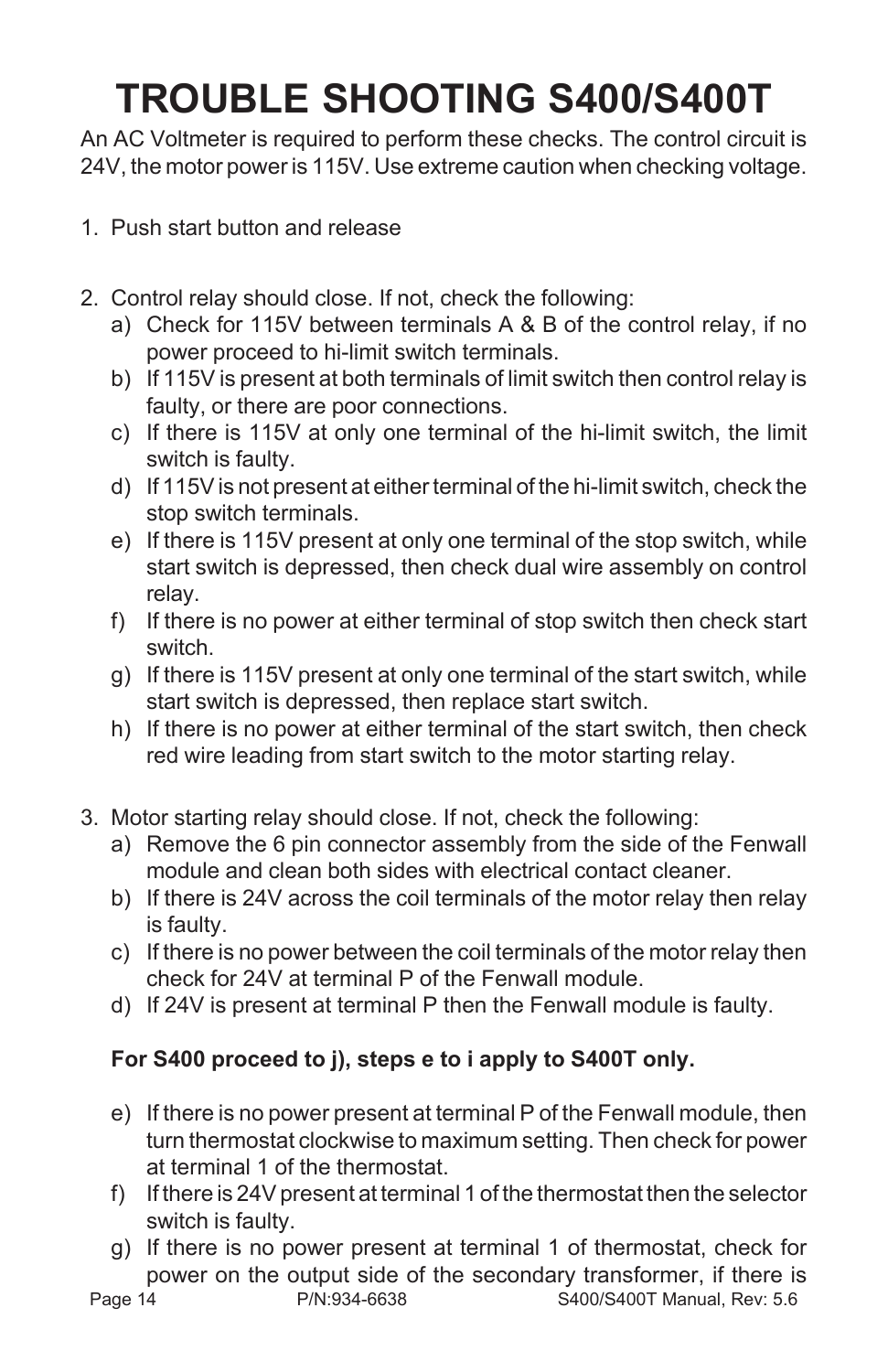# TROUBLE SHOOTING S400/S400T

An AC Voltmeter is required to perform these checks. The control circuit is 24V, the motor power is 115V. Use extreme caution when checking voltage.

1. Push start button and release

2. Control relay should close. If not, check the following:
   a) Check for 115V between terminals A & B of the control relay, if no power proceed to hi-limit switch terminals.
   b) If 115V is present at both terminals of limit switch then control relay is faulty, or there are poor connections.
   c) If there is 115V at only one terminal of the hi-limit switch, the limit switch is faulty.
   d) If 115V is not present at either terminal of the hi-limit switch, check the stop switch terminals.
   e) If there is 115V present at only one terminal of the stop switch, while start switch is depressed, then check dual wire assembly on control relay.
   f) If there is no power at either terminal of stop switch then check start switch.
   g) If there is 115V present at only one terminal of the start switch, while start switch is depressed, then replace start switch.
   h) If there is no power at either terminal of the start switch, then check red wire leading from start switch to the motor starting relay.

3. Motor starting relay should close. If not, check the following:
   a) Remove the 6 pin connector assembly from the side of the Fenwall module and clean both sides with electrical contact cleaner.
   b) If there is 24V across the coil terminals of the motor relay then relay is faulty.
   c) If there is no power between the coil terminals of the motor relay then check for 24V at terminal P of the Fenwall module.
   d) If 24V is present at terminal P then the Fenwall module is faulty.

   **For S400 proceed to j), steps e to i apply to S400T only.**

   e) If there is no power present at terminal P of the Fenwall module, then turn thermostat clockwise to maximum setting. Then check for power at terminal 1 of the thermostat.
   f) If there is 24V present at terminal 1 of the thermostat then the selector switch is faulty.
   g) If there is no power present at terminal 1 of thermostat, check for power on the output side of the secondary transformer, if there is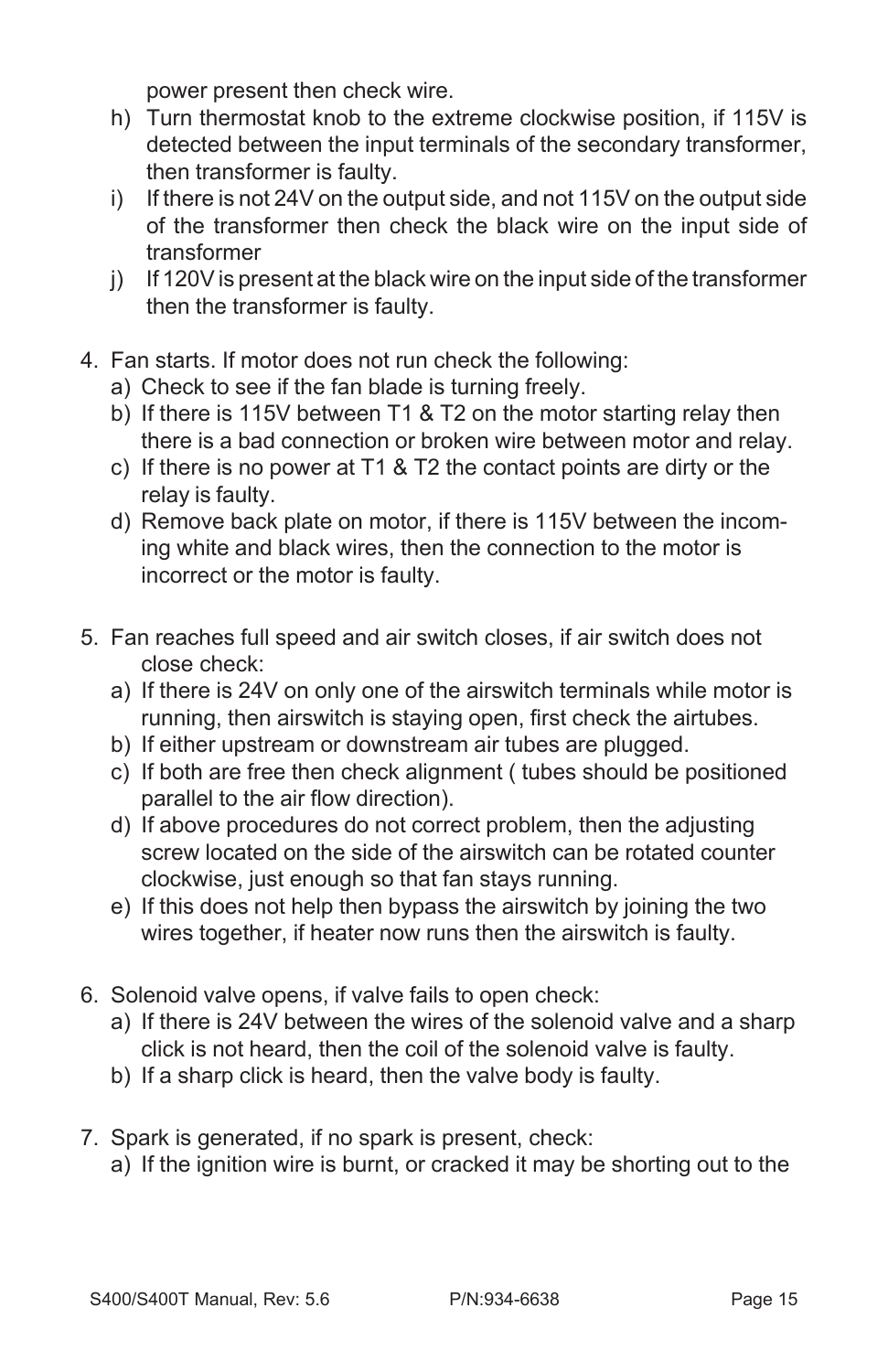power present then check wire.

h) Turn thermostat knob to the extreme clockwise position, if 115V is detected between the input terminals of the secondary transformer, then transformer is faulty.

i) If there is not 24V on the output side, and not 115V on the output side of the transformer then check the black wire on the input side of transformer

j) If 120V is present at the black wire on the input side of the transformer then the transformer is faulty.

4. Fan starts. If motor does not run check the following:
   a) Check to see if the fan blade is turning freely.
   b) If there is 115V between T1 & T2 on the motor starting relay then there is a bad connection or broken wire between motor and relay.
   c) If there is no power at T1 & T2 the contact points are dirty or the relay is faulty.
   d) Remove back plate on motor, if there is 115V between the incoming white and black wires, then the connection to the motor is incorrect or the motor is faulty.

5. Fan reaches full speed and air switch closes, if air switch does not close check:
   a) If there is 24V on only one of the airswitch terminals while motor is running, then airswitch is staying open, first check the airtubes.
   b) If either upstream or downstream air tubes are plugged.
   c) If both are free then check alignment ( tubes should be positioned parallel to the air flow direction).
   d) If above procedures do not correct problem, then the adjusting screw located on the side of the airswitch can be rotated counter clockwise, just enough so that fan stays running.
   e) If this does not help then bypass the airswitch by joining the two wires together, if heater now runs then the airswitch is faulty.

6. Solenoid valve opens, if valve fails to open check:
   a) If there is 24V between the wires of the solenoid valve and a sharp click is not heard, then the coil of the solenoid valve is faulty.
   b) If a sharp click is heard, then the valve body is faulty.

7. Spark is generated, if no spark is present, check:
   a) If the ignition wire is burnt, or cracked it may be shorting out to the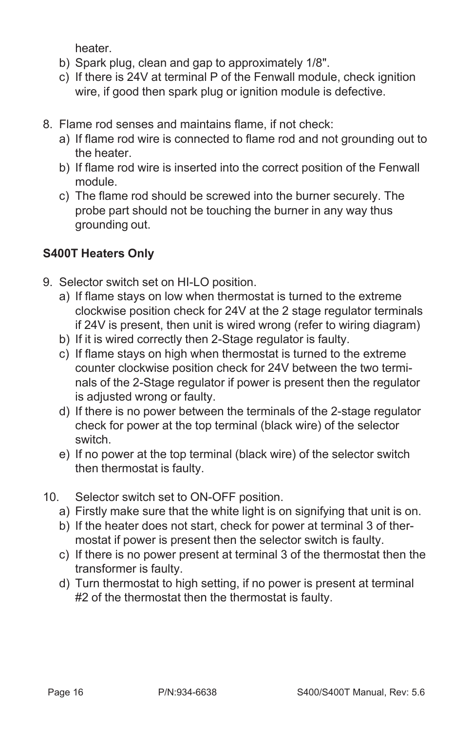heater.

b) Spark plug, clean and gap to approximately 1/8".

c) If there is 24V at terminal P of the Fenwall module, check ignition wire, if good then spark plug or ignition module is defective.

8. Flame rod senses and maintains flame, if not check:
   a) If flame rod wire is connected to flame rod and not grounding out to the heater.
   b) If flame rod wire is inserted into the correct position of the Fenwall module.
   c) The flame rod should be screwed into the burner securely. The probe part should not be touching the burner in any way thus grounding out.

**S400T Heaters Only**

9. Selector switch set on HI-LO position.
   a) If flame stays on low when thermostat is turned to the extreme clockwise position check for 24V at the 2 stage regulator terminals if 24V is present, then unit is wired wrong (refer to wiring diagram)
   b) If it is wired correctly then 2-Stage regulator is faulty.
   c) If flame stays on high when thermostat is turned to the extreme counter clockwise position check for 24V between the two terminals of the 2-Stage regulator if power is present then the regulator is adjusted wrong or faulty.
   d) If there is no power between the terminals of the 2-stage regulator check for power at the top terminal (black wire) of the selector switch.
   e) If no power at the top terminal (black wire) of the selector switch then thermostat is faulty.

10. Selector switch set to ON-OFF position.
    a) Firstly make sure that the white light is on signifying that unit is on.
    b) If the heater does not start, check for power at terminal 3 of thermostat if power is present then the selector switch is faulty.
    c) If there is no power present at terminal 3 of the thermostat then the transformer is faulty.
    d) Turn thermostat to high setting, if no power is present at terminal #2 of the thermostat then the thermostat is faulty.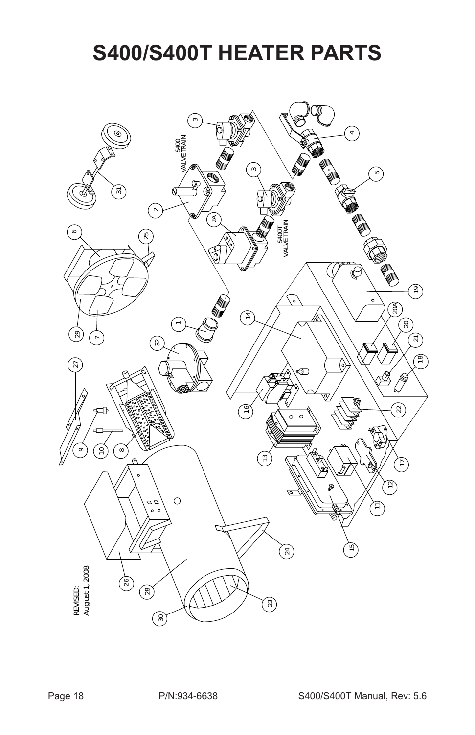# S400/S400T HEATER PARTS

S400 VALVE TRAIN

S400T VALVE TRAIN

REVISED:
August 1, 2008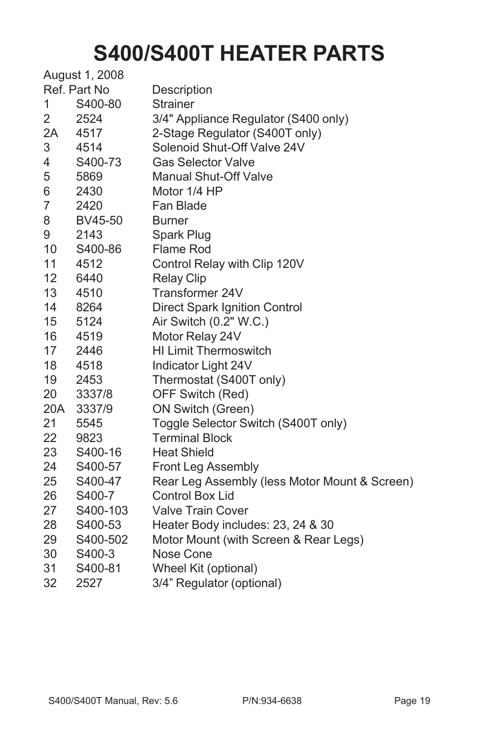# S400/S400T HEATER PARTS

August 1, 2008

| Ref. | Part No | Description |
|---|---|---|
| 1 | S400-80 | Strainer |
| 2 | 2524 | 3/4" Appliance Regulator (S400 only) |
| 2A | 4517 | 2-Stage Regulator (S400T only) |
| 3 | 4514 | Solenoid Shut-Off Valve 24V |
| 4 | S400-73 | Gas Selector Valve |
| 5 | 5869 | Manual Shut-Off Valve |
| 6 | 2430 | Motor 1/4 HP |
| 7 | 2420 | Fan Blade |
| 8 | BV45-50 | Burner |
| 9 | 2143 | Spark Plug |
| 10 | S400-86 | Flame Rod |
| 11 | 4512 | Control Relay with Clip 120V |
| 12 | 6440 | Relay Clip |
| 13 | 4510 | Transformer 24V |
| 14 | 8264 | Direct Spark Ignition Control |
| 15 | 5124 | Air Switch (0.2" W.C.) |
| 16 | 4519 | Motor Relay 24V |
| 17 | 2446 | HI Limit Thermoswitch |
| 18 | 4518 | Indicator Light 24V |
| 19 | 2453 | Thermostat (S400T only) |
| 20 | 3337/8 | OFF Switch (Red) |
| 20A | 3337/9 | ON Switch (Green) |
| 21 | 5545 | Toggle Selector Switch (S400T only) |
| 22 | 9823 | Terminal Block |
| 23 | S400-16 | Heat Shield |
| 24 | S400-57 | Front Leg Assembly |
| 25 | S400-47 | Rear Leg Assembly (less Motor Mount & Screen) |
| 26 | S400-7 | Control Box Lid |
| 27 | S400-103 | Valve Train Cover |
| 28 | S400-53 | Heater Body includes: 23, 24 & 30 |
| 29 | S400-502 | Motor Mount (with Screen & Rear Legs) |
| 30 | S400-3 | Nose Cone |
| 31 | S400-81 | Wheel Kit (optional) |
| 32 | 2527 | 3/4" Regulator (optional) |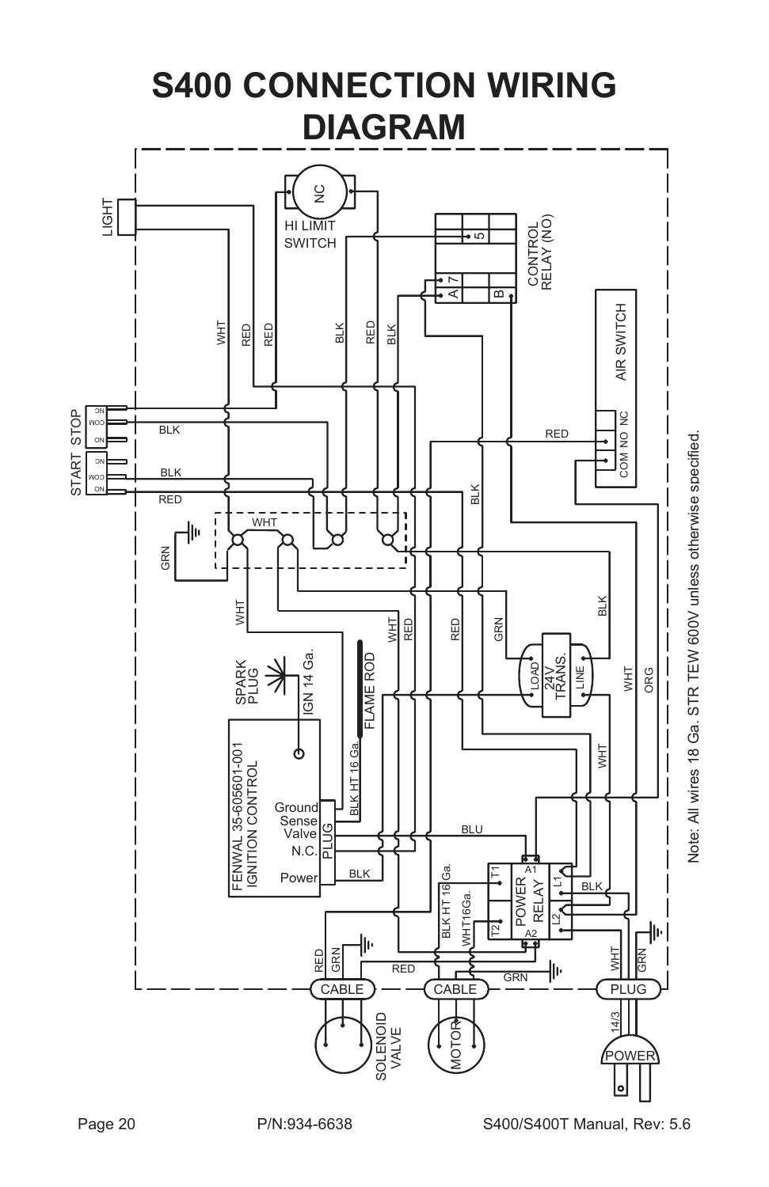# S400 CONNECTION WIRING DIAGRAM

LIGHT

NC

HI LIMIT SWITCH

5

A 7

B

CONTROL RELAY (NO)

AIR SWITCH

START STOP

NC COM NO

NC COM NO

BLK

BLK

RED

WHT

RED

RED

BLK

RED

BLK

RED

COM NO NC

GRN

WHT

BLK

WHT

WHT

RED

RED

GRN

BLK

SPARK PLUG

IGN 14 Ga.

FLAME ROD

LOAD

24V TRANS.

LINE

WHT

ORG

FENWAL 35-605601-001 IGNITION CONTROL

Ground

Sense

Valve

N.C.

Power

PLUG

BLK HT 16 Ga.

BLK

BLU

WHT

BLK HT 16 Ga.

WHT16Ga.

T1

T2

A1

A2

POWER RELAY

L1

L2

BLK

RED

GRN

RED

GRN

WHT

GRN

CABLE

CABLE

PLUG

14/3

SOLENOID VALVE

MOTOR

POWER

Note: All wires 18 Ga. STR TEW 600V unless otherwise specified.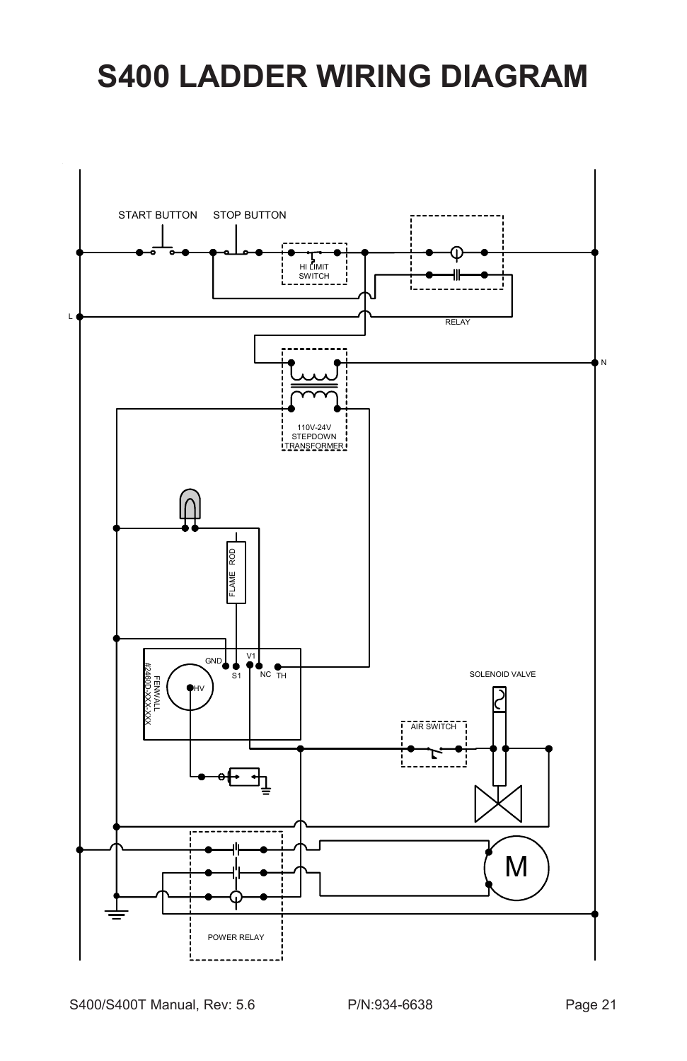# S400 LADDER WIRING DIAGRAM

START BUTTON

STOP BUTTON

HI LIMIT SWITCH

RELAY

L

N

110V-24V STEPDOWN TRANSFORMER

FLAME ROD

GND

V1

S1

NC

TH

HV

FENWALL #2460-XX-XXX-XXX

SOLENOID VALVE

AIR SWITCH

M

POWER RELAY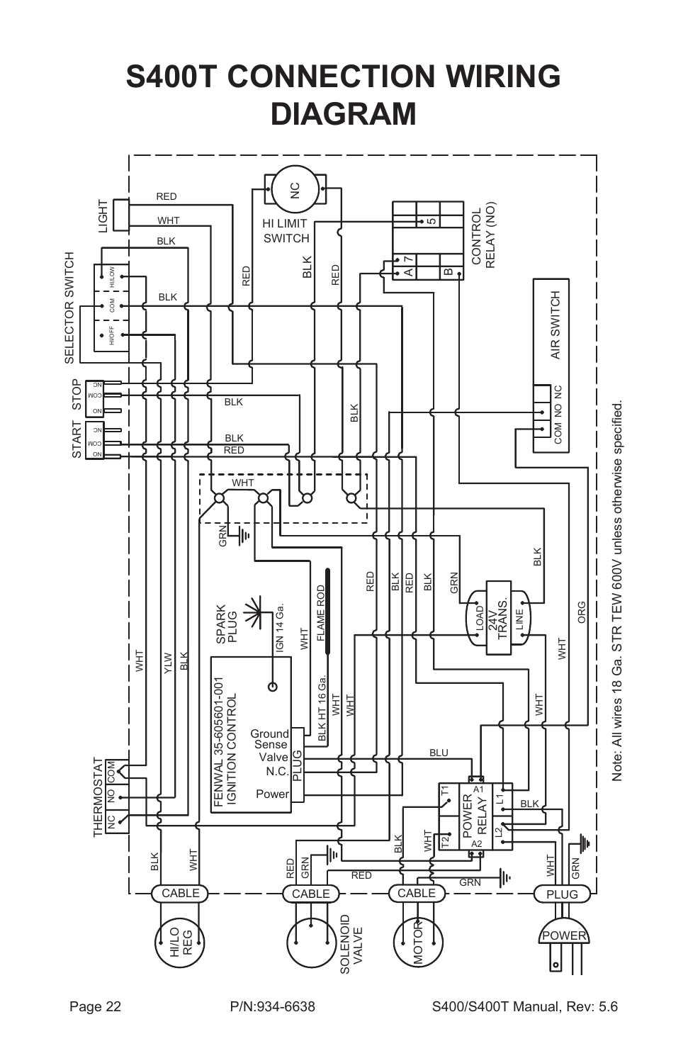# S400T CONNECTION WIRING DIAGRAM

Note: All wires 18 Ga. STR TEW 600V unless otherwise specified.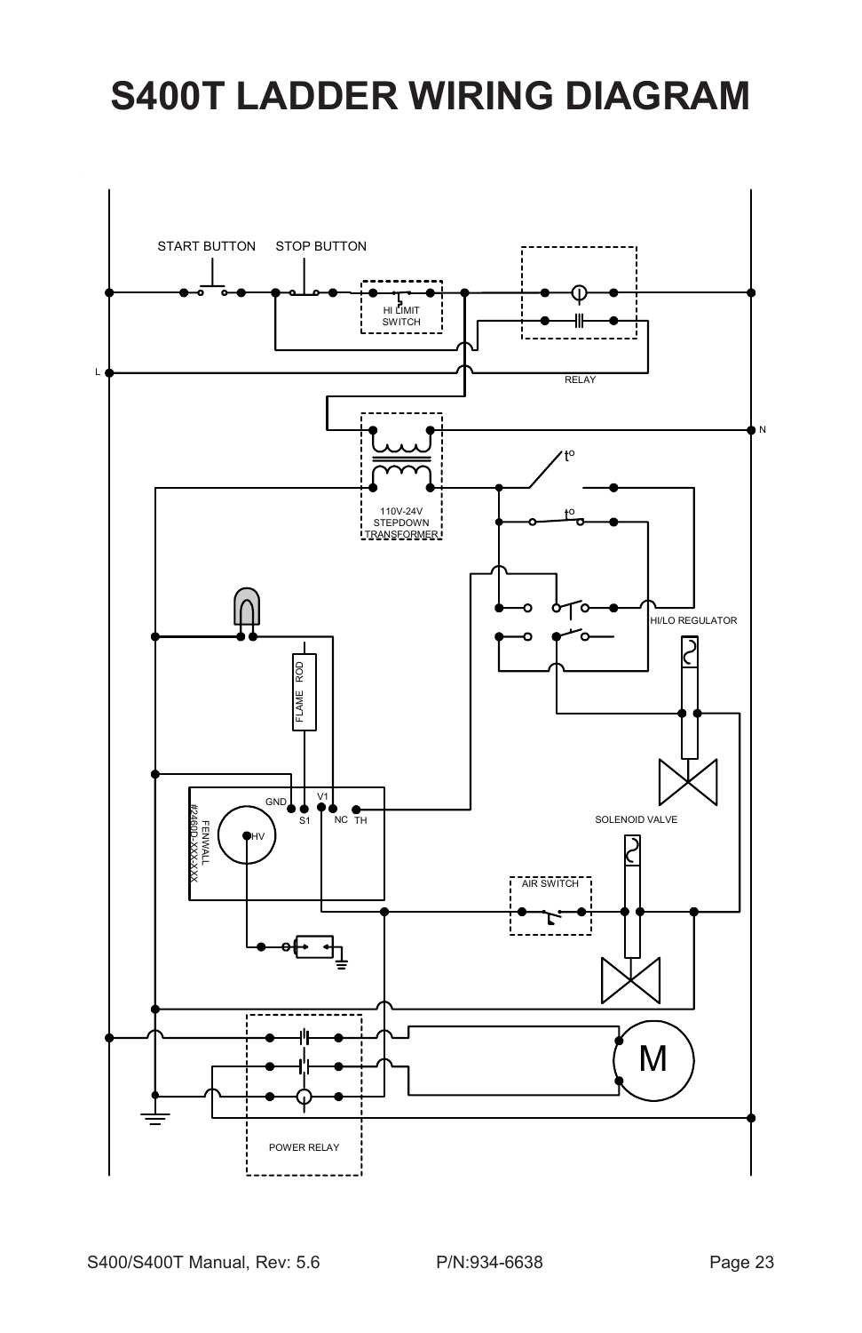# S400T LADDER WIRING DIAGRAM

START BUTTON

STOP BUTTON

HI LIMIT SWITCH

L

RELAY

N

110V-24V STEPDOWN TRANSFORMER

t°

t°

HI/LO REGULATOR

FLAME ROD

GND

V1

S1

NC

TH

HV

FENWALL #2460D-XXX-XXX

SOLENOID VALVE

AIR SWITCH

M

POWER RELAY